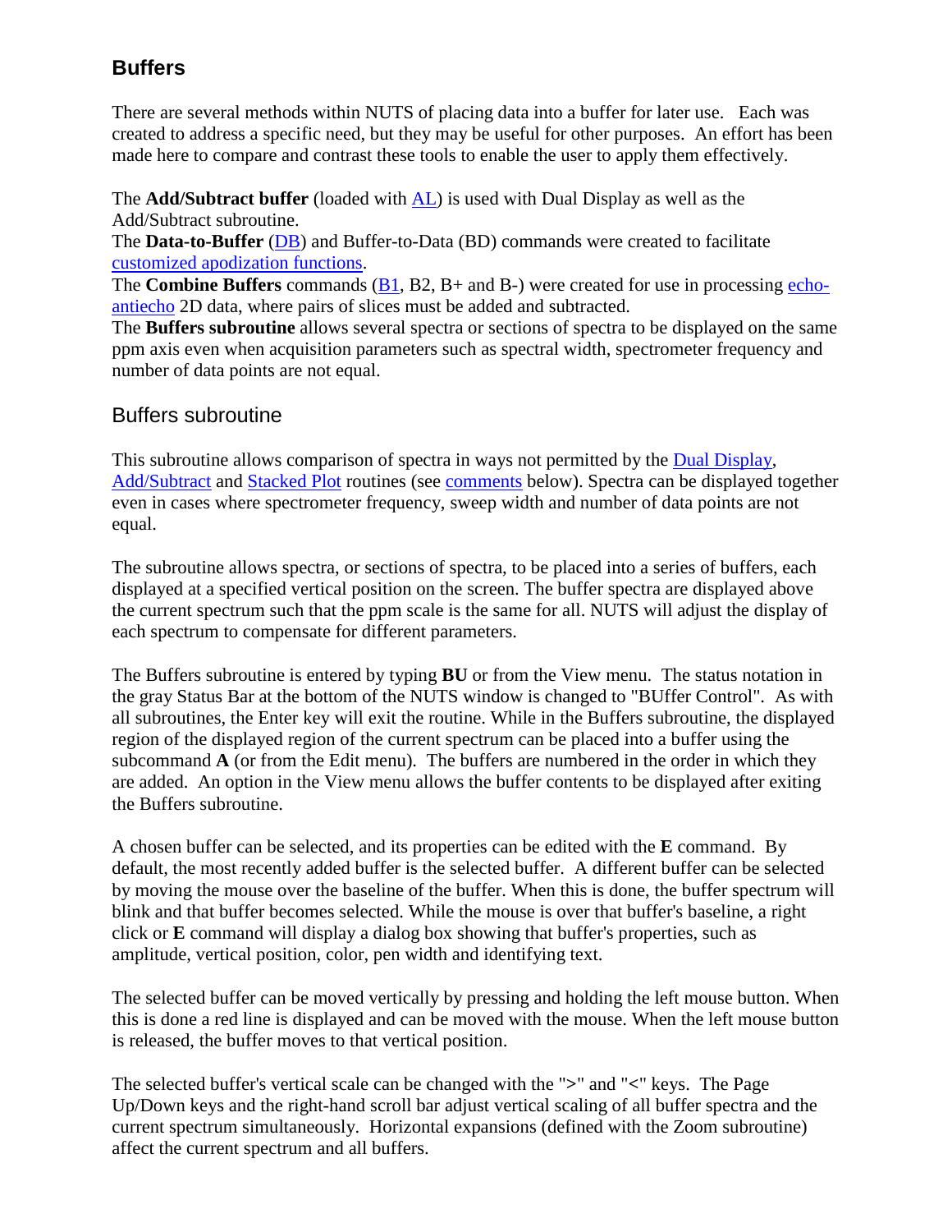## Buffers

There are several methods within NUTS of placing data into a buffer for later use. Each was created to address a specific need, but they may be useful for other purposes. An effort has been made here to compare and contrast these tools to enable the user to apply them effectively.

The **Add/Subtract buffer** (loaded with AL) is used with Dual Display as well as the Add/Subtract subroutine.
The **Data-to-Buffer** (DB) and Buffer-to-Data (BD) commands were created to facilitate customized apodization functions.
The **Combine Buffers** commands (B1, B2, B+ and B-) were created for use in processing echo-antiecho 2D data, where pairs of slices must be added and subtracted.
The **Buffers subroutine** allows several spectra or sections of spectra to be displayed on the same ppm axis even when acquisition parameters such as spectral width, spectrometer frequency and number of data points are not equal.

### Buffers subroutine

This subroutine allows comparison of spectra in ways not permitted by the Dual Display, Add/Subtract and Stacked Plot routines (see comments below). Spectra can be displayed together even in cases where spectrometer frequency, sweep width and number of data points are not equal.

The subroutine allows spectra, or sections of spectra, to be placed into a series of buffers, each displayed at a specified vertical position on the screen. The buffer spectra are displayed above the current spectrum such that the ppm scale is the same for all. NUTS will adjust the display of each spectrum to compensate for different parameters.

The Buffers subroutine is entered by typing **BU** or from the View menu. The status notation in the gray Status Bar at the bottom of the NUTS window is changed to "BUffer Control". As with all subroutines, the Enter key will exit the routine. While in the Buffers subroutine, the displayed region of the displayed region of the current spectrum can be placed into a buffer using the subcommand **A** (or from the Edit menu). The buffers are numbered in the order in which they are added. An option in the View menu allows the buffer contents to be displayed after exiting the Buffers subroutine.

A chosen buffer can be selected, and its properties can be edited with the **E** command. By default, the most recently added buffer is the selected buffer. A different buffer can be selected by moving the mouse over the baseline of the buffer. When this is done, the buffer spectrum will blink and that buffer becomes selected. While the mouse is over that buffer's baseline, a right click or **E** command will display a dialog box showing that buffer's properties, such as amplitude, vertical position, color, pen width and identifying text.

The selected buffer can be moved vertically by pressing and holding the left mouse button. When this is done a red line is displayed and can be moved with the mouse. When the left mouse button is released, the buffer moves to that vertical position.

The selected buffer's vertical scale can be changed with the ">" and "<" keys. The Page Up/Down keys and the right-hand scroll bar adjust vertical scaling of all buffer spectra and the current spectrum simultaneously. Horizontal expansions (defined with the Zoom subroutine) affect the current spectrum and all buffers.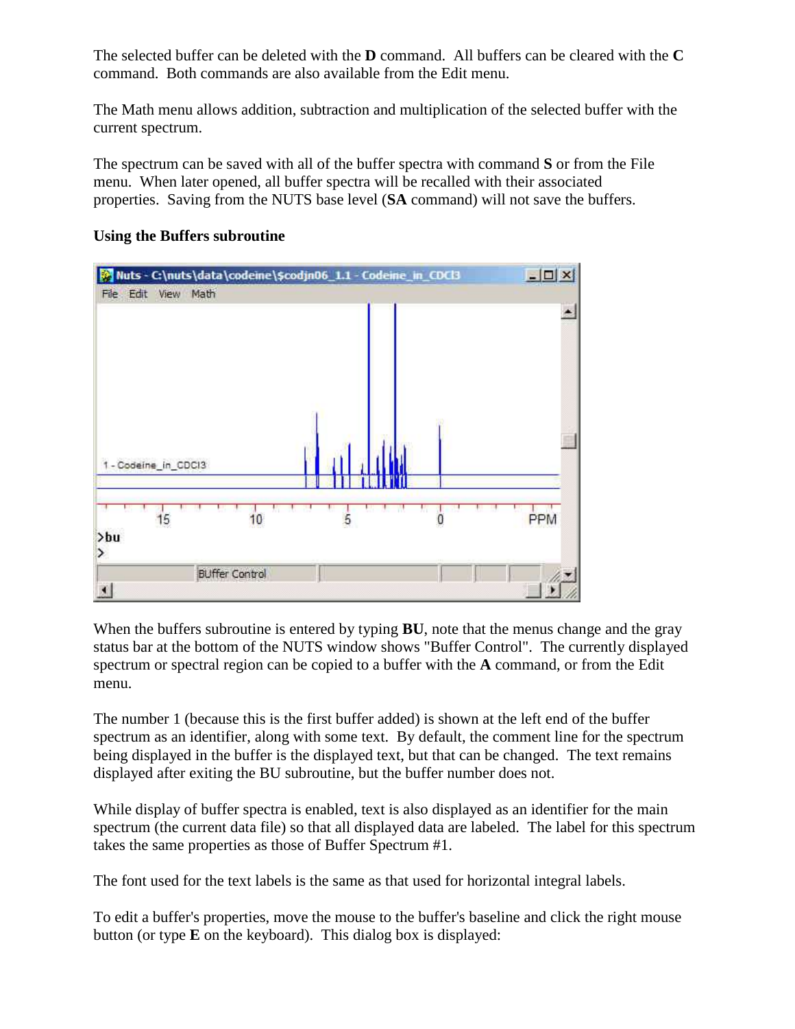The selected buffer can be deleted with the **D** command. All buffers can be cleared with the **C** command. Both commands are also available from the Edit menu.

The Math menu allows addition, subtraction and multiplication of the selected buffer with the current spectrum.

The spectrum can be saved with all of the buffer spectra with command **S** or from the File menu. When later opened, all buffer spectra will be recalled with their associated properties. Saving from the NUTS base level (**SA** command) will not save the buffers.

**Using the Buffers subroutine**

When the buffers subroutine is entered by typing **BU**, note that the menus change and the gray status bar at the bottom of the NUTS window shows "Buffer Control". The currently displayed spectrum or spectral region can be copied to a buffer with the **A** command, or from the Edit menu.

The number 1 (because this is the first buffer added) is shown at the left end of the buffer spectrum as an identifier, along with some text. By default, the comment line for the spectrum being displayed in the buffer is the displayed text, but that can be changed. The text remains displayed after exiting the BU subroutine, but the buffer number does not.

While display of buffer spectra is enabled, text is also displayed as an identifier for the main spectrum (the current data file) so that all displayed data are labeled. The label for this spectrum takes the same properties as those of Buffer Spectrum #1.

The font used for the text labels is the same as that used for horizontal integral labels.

To edit a buffer's properties, move the mouse to the buffer's baseline and click the right mouse button (or type **E** on the keyboard). This dialog box is displayed: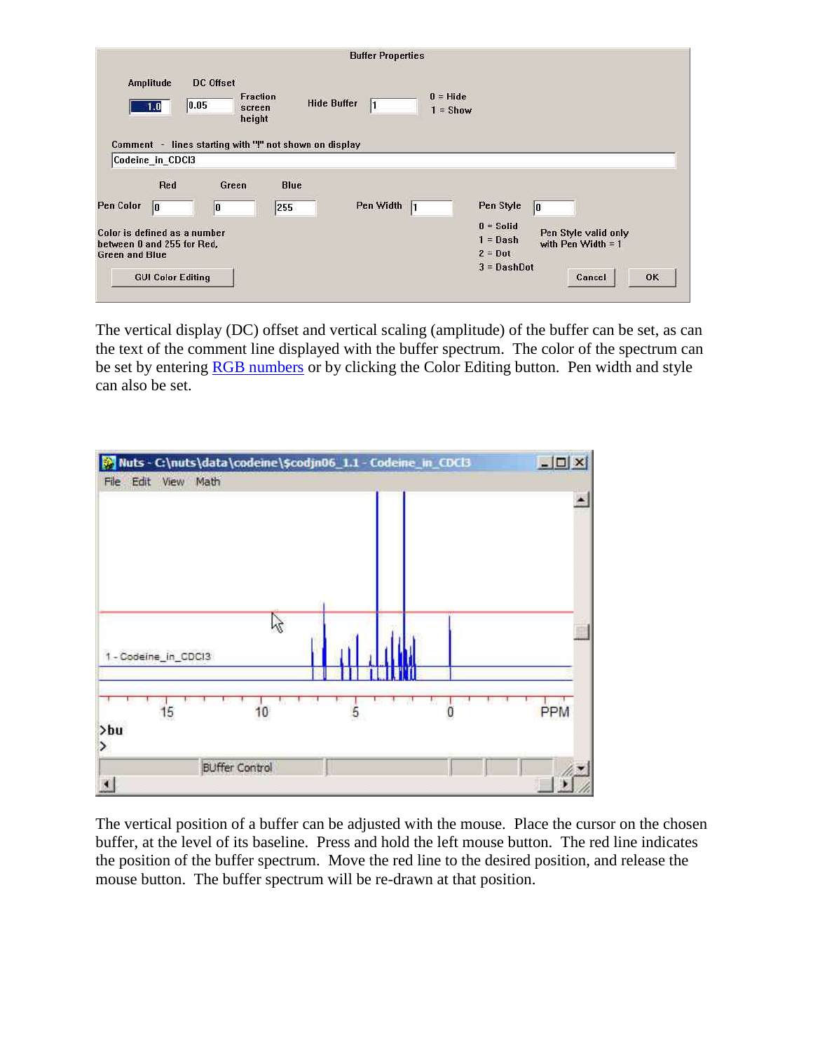The vertical display (DC) offset and vertical scaling (amplitude) of the buffer can be set, as can the text of the comment line displayed with the buffer spectrum. The color of the spectrum can be set by entering RGB numbers or by clicking the Color Editing button. Pen width and style can also be set.

The vertical position of a buffer can be adjusted with the mouse. Place the cursor on the chosen buffer, at the level of its baseline. Press and hold the left mouse button. The red line indicates the position of the buffer spectrum. Move the red line to the desired position, and release the mouse button. The buffer spectrum will be re-drawn at that position.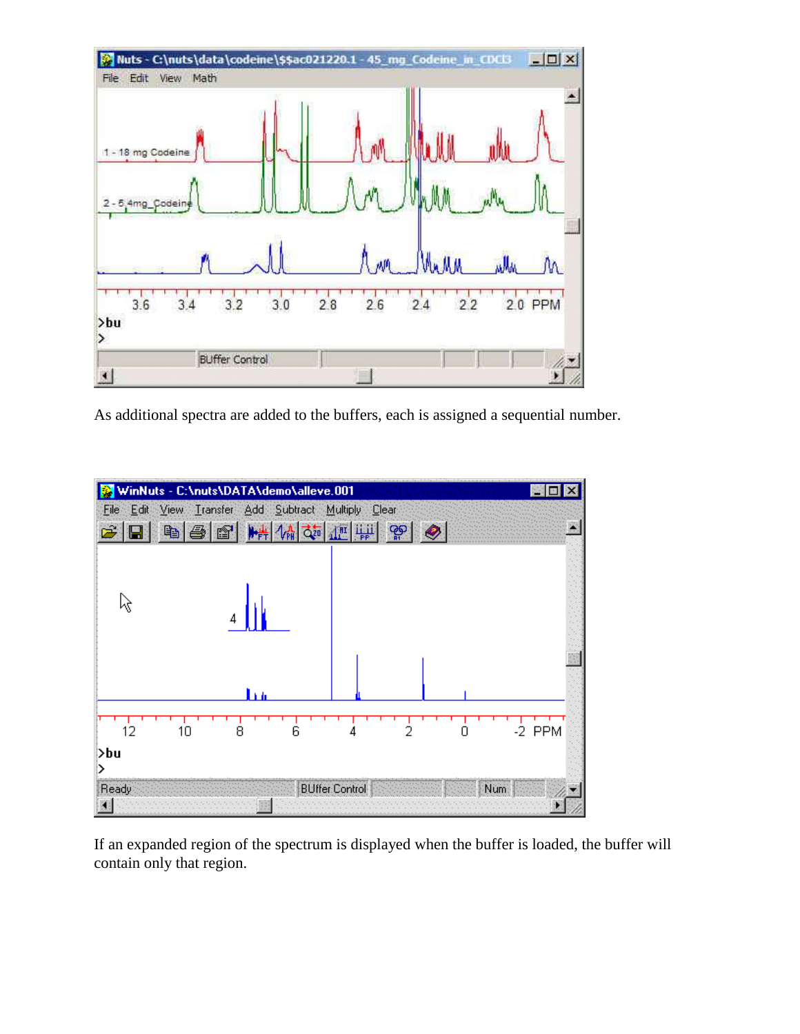As additional spectra are added to the buffers, each is assigned a sequential number.

If an expanded region of the spectrum is displayed when the buffer is loaded, the buffer will contain only that region.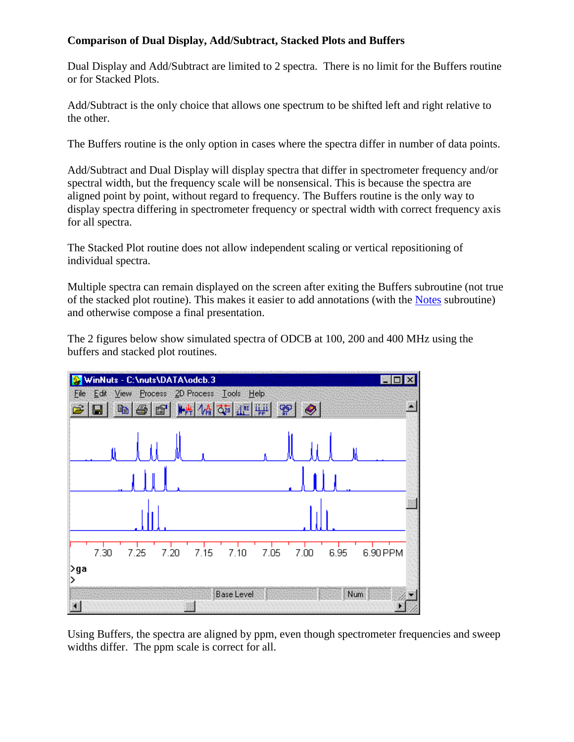**Comparison of Dual Display, Add/Subtract, Stacked Plots and Buffers**

Dual Display and Add/Subtract are limited to 2 spectra. There is no limit for the Buffers routine or for Stacked Plots.

Add/Subtract is the only choice that allows one spectrum to be shifted left and right relative to the other.

The Buffers routine is the only option in cases where the spectra differ in number of data points.

Add/Subtract and Dual Display will display spectra that differ in spectrometer frequency and/or spectral width, but the frequency scale will be nonsensical. This is because the spectra are aligned point by point, without regard to frequency. The Buffers routine is the only way to display spectra differing in spectrometer frequency or spectral width with correct frequency axis for all spectra.

The Stacked Plot routine does not allow independent scaling or vertical repositioning of individual spectra.

Multiple spectra can remain displayed on the screen after exiting the Buffers subroutine (not true of the stacked plot routine). This makes it easier to add annotations (with the Notes subroutine) and otherwise compose a final presentation.

The 2 figures below show simulated spectra of ODCB at 100, 200 and 400 MHz using the buffers and stacked plot routines.

Using Buffers, the spectra are aligned by ppm, even though spectrometer frequencies and sweep widths differ. The ppm scale is correct for all.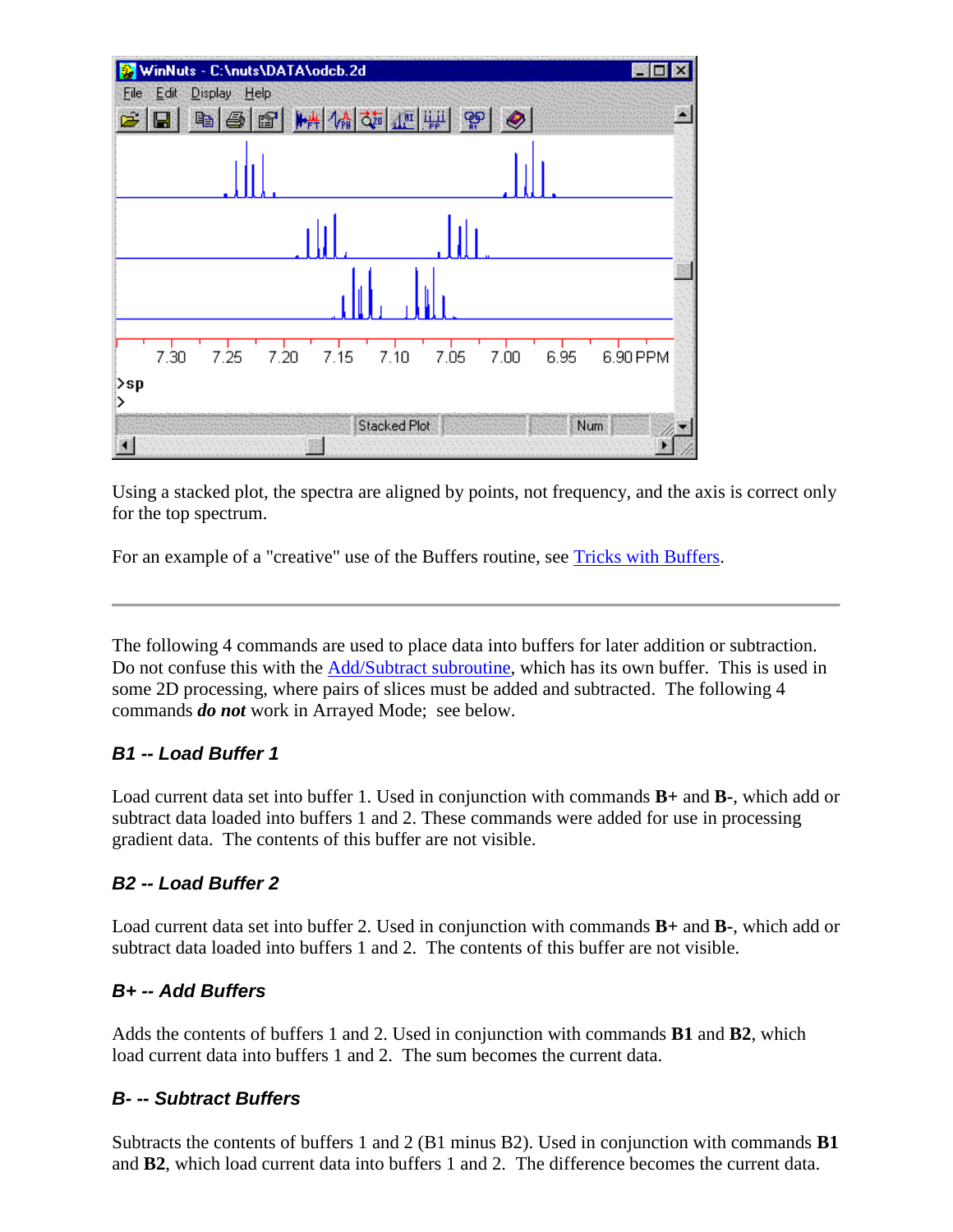Using a stacked plot, the spectra are aligned by points, not frequency, and the axis is correct only for the top spectrum.

For an example of a "creative" use of the Buffers routine, see Tricks with Buffers.

---

The following 4 commands are used to place data into buffers for later addition or subtraction. Do not confuse this with the Add/Subtract subroutine, which has its own buffer. This is used in some 2D processing, where pairs of slices must be added and subtracted. The following 4 commands ***do not*** work in Arrayed Mode; see below.

### *B1 -- Load Buffer 1*

Load current data set into buffer 1. Used in conjunction with commands **B+** and **B-**, which add or subtract data loaded into buffers 1 and 2. These commands were added for use in processing gradient data. The contents of this buffer are not visible.

### *B2 -- Load Buffer 2*

Load current data set into buffer 2. Used in conjunction with commands **B+** and **B-**, which add or subtract data loaded into buffers 1 and 2. The contents of this buffer are not visible.

### *B+ -- Add Buffers*

Adds the contents of buffers 1 and 2. Used in conjunction with commands **B1** and **B2**, which load current data into buffers 1 and 2. The sum becomes the current data.

### *B- -- Subtract Buffers*

Subtracts the contents of buffers 1 and 2 (B1 minus B2). Used in conjunction with commands **B1** and **B2**, which load current data into buffers 1 and 2. The difference becomes the current data.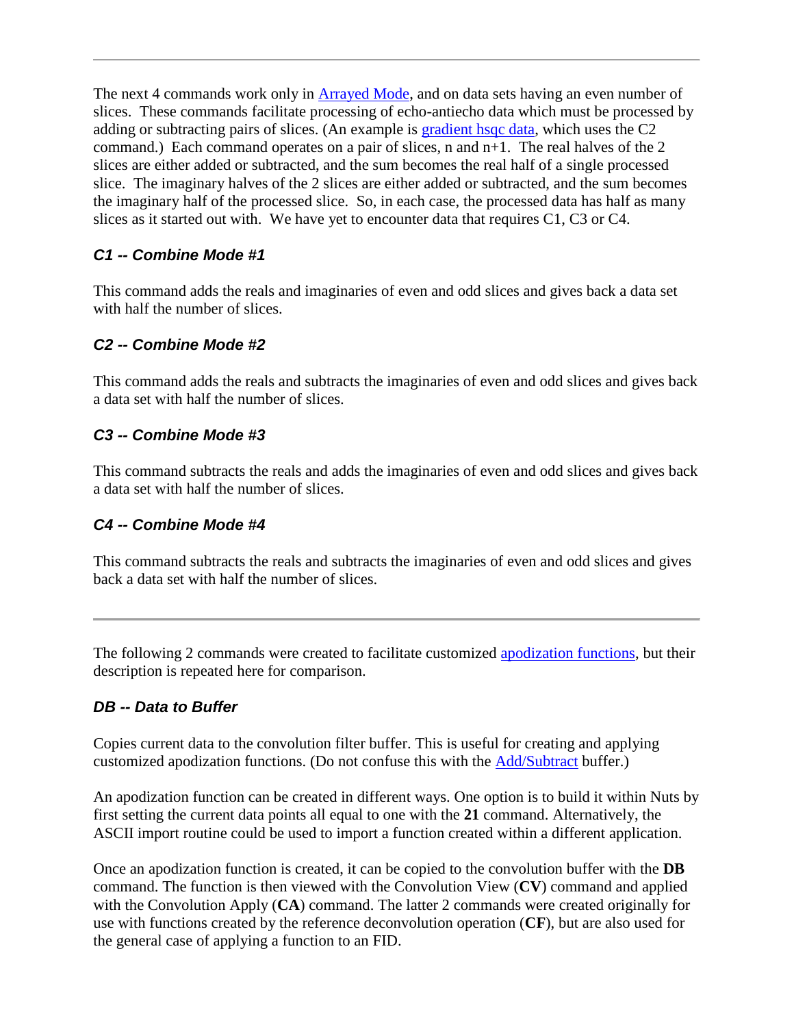---

The next 4 commands work only in Arrayed Mode, and on data sets having an even number of slices. These commands facilitate processing of echo-antiecho data which must be processed by adding or subtracting pairs of slices. (An example is gradient hsqc data, which uses the C2 command.) Each command operates on a pair of slices, n and n+1. The real halves of the 2 slices are either added or subtracted, and the sum becomes the real half of a single processed slice. The imaginary halves of the 2 slices are either added or subtracted, and the sum becomes the imaginary half of the processed slice. So, in each case, the processed data has half as many slices as it started out with. We have yet to encounter data that requires C1, C3 or C4.

### *C1 -- Combine Mode #1*

This command adds the reals and imaginaries of even and odd slices and gives back a data set with half the number of slices.

### *C2 -- Combine Mode #2*

This command adds the reals and subtracts the imaginaries of even and odd slices and gives back a data set with half the number of slices.

### *C3 -- Combine Mode #3*

This command subtracts the reals and adds the imaginaries of even and odd slices and gives back a data set with half the number of slices.

### *C4 -- Combine Mode #4*

This command subtracts the reals and subtracts the imaginaries of even and odd slices and gives back a data set with half the number of slices.

---

The following 2 commands were created to facilitate customized apodization functions, but their description is repeated here for comparison.

### *DB -- Data to Buffer*

Copies current data to the convolution filter buffer. This is useful for creating and applying customized apodization functions. (Do not confuse this with the Add/Subtract buffer.)

An apodization function can be created in different ways. One option is to build it within Nuts by first setting the current data points all equal to one with the **21** command. Alternatively, the ASCII import routine could be used to import a function created within a different application.

Once an apodization function is created, it can be copied to the convolution buffer with the **DB** command. The function is then viewed with the Convolution View (**CV**) command and applied with the Convolution Apply (**CA**) command. The latter 2 commands were created originally for use with functions created by the reference deconvolution operation (**CF**), but are also used for the general case of applying a function to an FID.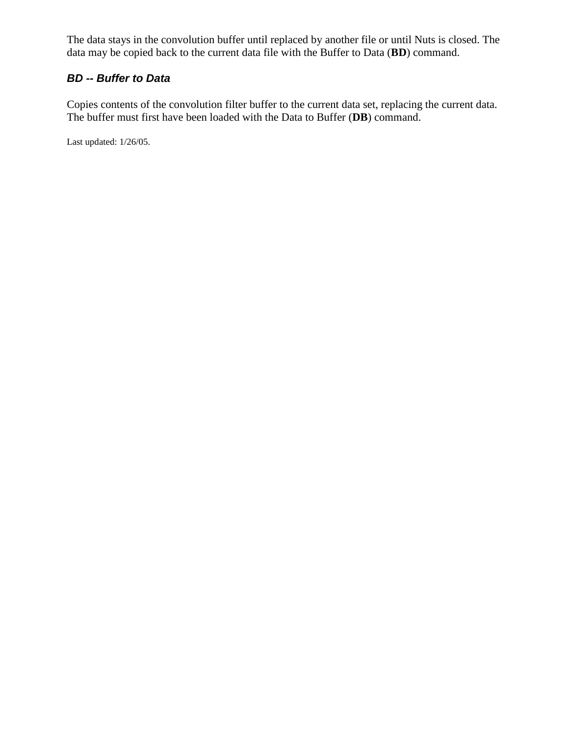The data stays in the convolution buffer until replaced by another file or until Nuts is closed. The data may be copied back to the current data file with the Buffer to Data (**BD**) command.

### *BD -- Buffer to Data*

Copies contents of the convolution filter buffer to the current data set, replacing the current data. The buffer must first have been loaded with the Data to Buffer (**DB**) command.

Last updated: 1/26/05.